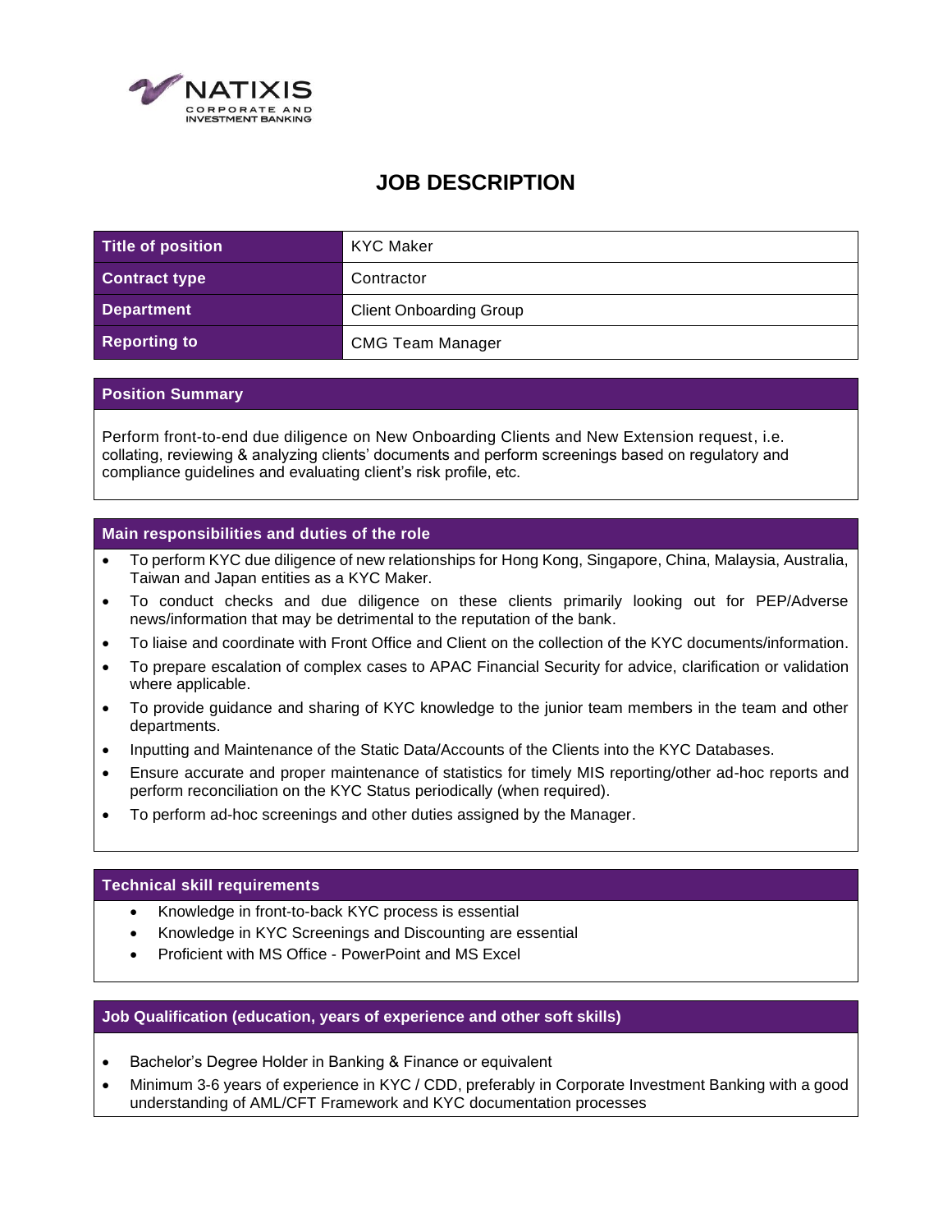# JOB DESCRIPTION

| Title of position | KYC Maker |
| --- | --- |
| Contract type | Contractor |
| Department | Client Onboarding Group |
| Reporting to | CMG Team Manager |

## Position Summary

Perform front-to-end due diligence on New Onboarding Clients and New Extension request, i.e. collating, reviewing & analyzing clients' documents and perform screenings based on regulatory and compliance guidelines and evaluating client's risk profile, etc.

## Main responsibilities and duties of the role

- To perform KYC due diligence of new relationships for Hong Kong, Singapore, China, Malaysia, Australia, Taiwan and Japan entities as a KYC Maker.
- To conduct checks and due diligence on these clients primarily looking out for PEP/Adverse news/information that may be detrimental to the reputation of the bank.
- To liaise and coordinate with Front Office and Client on the collection of the KYC documents/information.
- To prepare escalation of complex cases to APAC Financial Security for advice, clarification or validation where applicable.
- To provide guidance and sharing of KYC knowledge to the junior team members in the team and other departments.
- Inputting and Maintenance of the Static Data/Accounts of the Clients into the KYC Databases.
- Ensure accurate and proper maintenance of statistics for timely MIS reporting/other ad-hoc reports and perform reconciliation on the KYC Status periodically (when required).
- To perform ad-hoc screenings and other duties assigned by the Manager.

## Technical skill requirements

- Knowledge in front-to-back KYC process is essential
- Knowledge in KYC Screenings and Discounting are essential
- Proficient with MS Office - PowerPoint and MS Excel

## Job Qualification (education, years of experience and other soft skills)

- Bachelor's Degree Holder in Banking & Finance or equivalent
- Minimum 3-6 years of experience in KYC / CDD, preferably in Corporate Investment Banking with a good understanding of AML/CFT Framework and KYC documentation processes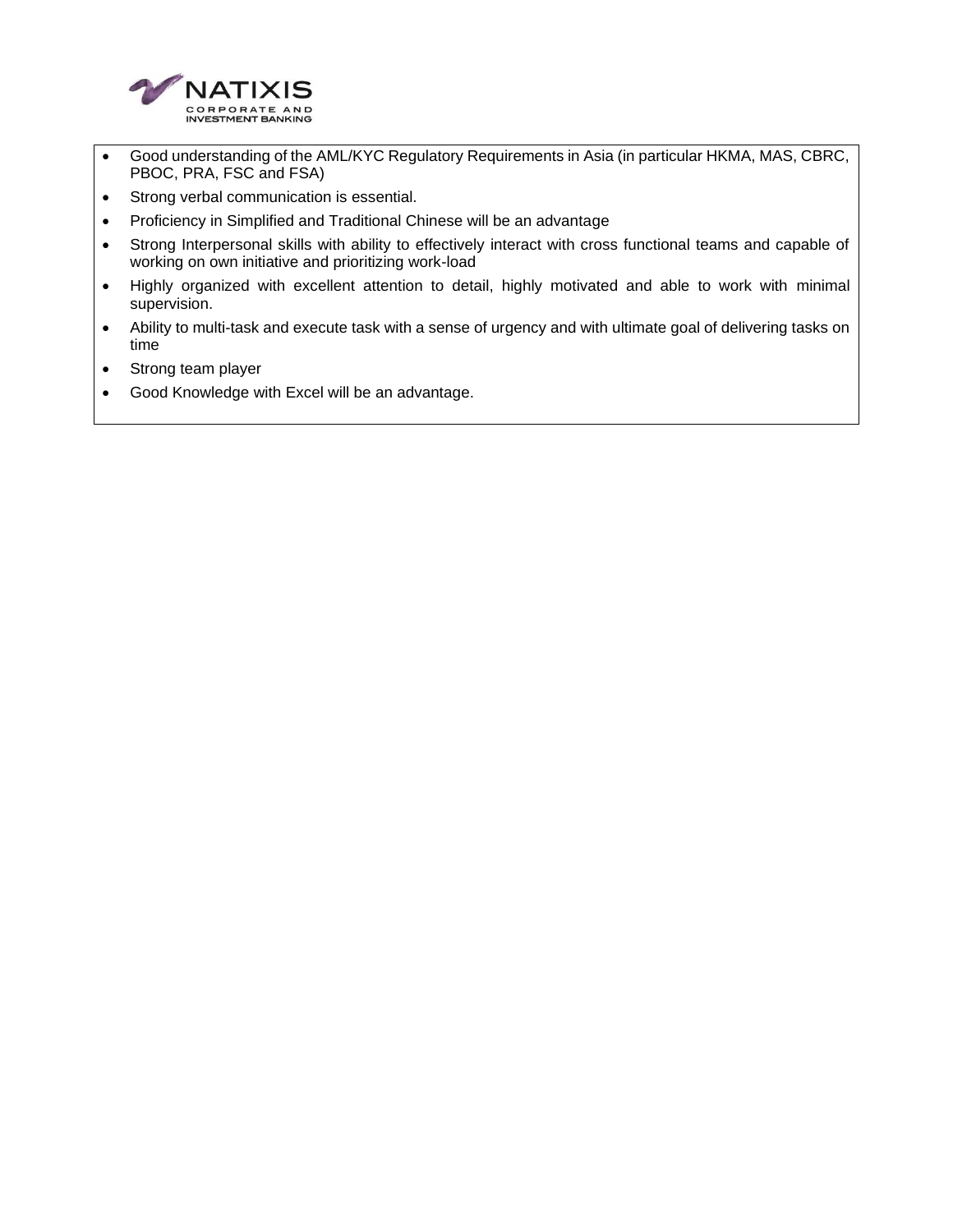- Good understanding of the AML/KYC Regulatory Requirements in Asia (in particular HKMA, MAS, CBRC, PBOC, PRA, FSC and FSA)
- Strong verbal communication is essential.
- Proficiency in Simplified and Traditional Chinese will be an advantage
- Strong Interpersonal skills with ability to effectively interact with cross functional teams and capable of working on own initiative and prioritizing work-load
- Highly organized with excellent attention to detail, highly motivated and able to work with minimal supervision.
- Ability to multi-task and execute task with a sense of urgency and with ultimate goal of delivering tasks on time
- Strong team player
- Good Knowledge with Excel will be an advantage.